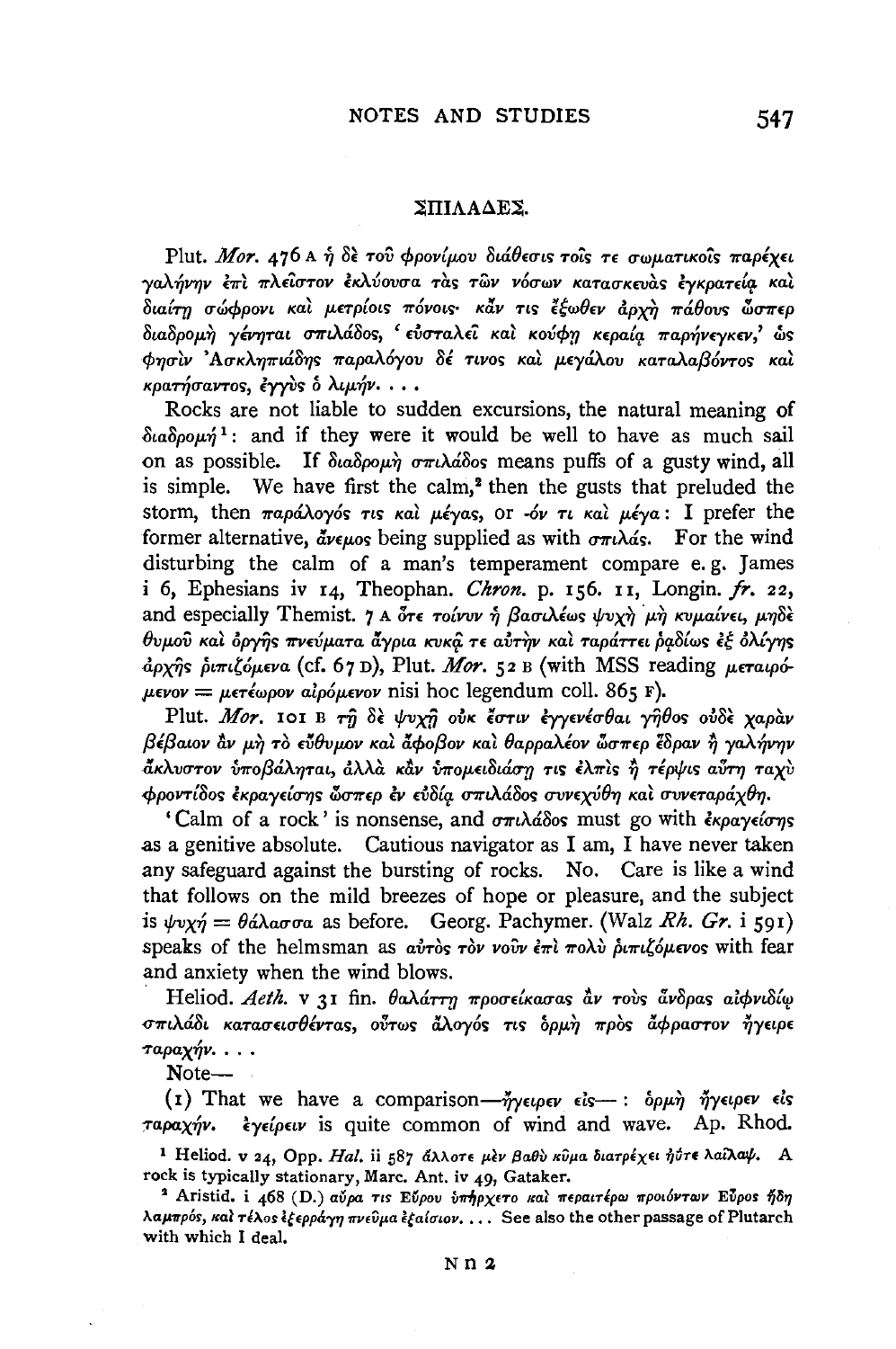## ΣΠΙΛΑΔΕΣ.

Plut. *Mor.* 476 A ἡ δὲ τοῦ φρονίμου διάθεσις τοῖς τε σωματικοῖς παρέχει γαλήνην ἐπὶ πλεῖστον ἐκλύουσα τὰς τῶν νόσων κατασκευὰς ἐγκρατείᾳ καὶ διαίτῃ σώφρονι καὶ μετρίοις πόνοις· κἄν τις ἔξωθεν ἀρχὴ πάθους ὥσπερ διαδρομὴ γένηται σπιλάδος, 'εὐσταλεῖ καὶ κούφῃ κεραίᾳ παρήνεγκεν,' ὥς φησιν Ἀσκληπιάδης παραλόγου δέ τινος καὶ μεγάλου καταλαβόντος καὶ κρατήσαντος, ἐγγὺς ὁ λιμήν. . . .

Rocks are not liable to sudden excursions, the natural meaning of διαδρομή [1]: and if they were it would be well to have as much sail on as possible. If διαδρομὴ σπιλάδος means puffs of a gusty wind, all is simple. We have first the calm,[2] then the gusts that preluded the storm, then παράλογός τις καὶ μέγας, or -όν τι καὶ μέγα: I prefer the former alternative, ἄνεμος being supplied as with σπιλάς. For the wind disturbing the calm of a man's temperament compare e. g. James i 6, Ephesians iv 14, Theophan. *Chron.* p. 156. 11, Longin. *fr.* 22, and especially Themist. 7 A ὅτε τοίνυν ἡ βασιλέως ψυχὴ μὴ κυμαίνει, μηδὲ θυμοῦ καὶ ὀργῆς πνεύματα ἄγρια κυκᾷ τε αὐτὴν καὶ ταράττει ῥᾳδίως ἐξ ὀλίγης ἀρχῆς ῥιπιζόμενα (cf. 67 D), Plut. *Mor.* 52 B (with MSS reading μεταιρόμενον = μετέωρον αἰρόμενον nisi hoc legendum coll. 865 F).

Plut. *Mor.* 101 B τῇ δὲ ψυχῇ οὐκ ἔστιν ἐγγενέσθαι γῆθος οὐδὲ χαρὰν βέβαιον ἂν μὴ τὸ εὔθυμον καὶ ἄφοβον καὶ θαρραλέον ὥσπερ ἕδραν ἢ γαλήνην ἄκλυστον ὑποβάληται, ἀλλὰ κἂν ὑπομειδιάσῃ τις ἐλπὶς ἢ τέρψις αὕτη ταχὺ φροντίδος ἐκραγείσης ὥσπερ ἐν εὐδίᾳ σπιλάδος συνεχύθη καὶ συνεταράχθη.

'Calm of a rock' is nonsense, and σπιλάδος must go with ἐκραγείσης as a genitive absolute. Cautious navigator as I am, I have never taken any safeguard against the bursting of rocks. No. Care is like a wind that follows on the mild breezes of hope or pleasure, and the subject is ψυχή = θάλασσα as before. Georg. Pachymer. (Walz *Rh. Gr.* i 591) speaks of the helmsman as αὐτὸς τὸν νοῦν ἐπὶ πολὺ ῥιπιζόμενος with fear and anxiety when the wind blows.

Heliod. *Aeth.* v 31 fin. θαλάττῃ προσεικάσας ἂν τοὺς ἄνδρας αἰφνιδίῳ σπιλάδι κατασεισθέντας, οὕτως ἄλογός τις ὁρμὴ πρὸς ἄφραστον ἤγειρε ταραχήν. . . .

Note—

(1) That we have a comparison—ἤγειρεν εἰς— : ὁρμὴ ἤγειρεν εἰς ταραχήν. ἐγείρειν is quite common of wind and wave. Ap. Rhod.

[1] Heliod. v 24, Opp. *Hal.* ii 587 ἄλλοτε μὲν βαθὺ κῦμα διατρέχει ἠΰτε λαῖλαψ. A rock is typically stationary, Marc. Ant. iv 49, Gataker.

[2] Aristid. i 468 (D.) αὔρα τις Εὔρου ὑπῆρχετο καὶ περαιτέρω προϊόντων Εὖρος ἤδη λαμπρός, καὶ τέλος ἐξερράγη πνεῦμα ἐξαίσιον. . . . See also the other passage of Plutarch with which I deal.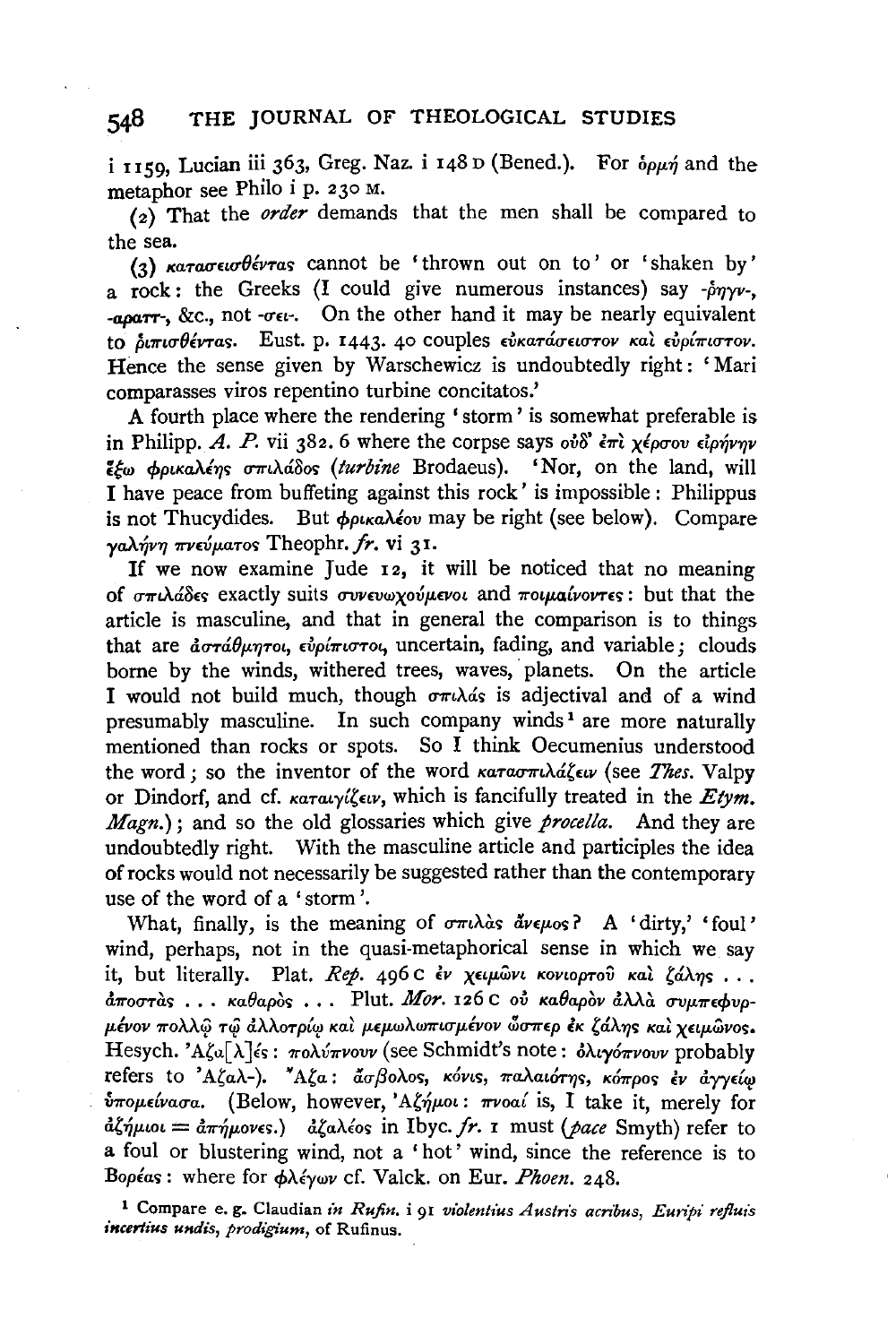i 1159, Lucian iii 363, Greg. Naz. i 148 D (Bened.). For ὁρμή and the metaphor see Philo i p. 230 M.

(2) That the *order* demands that the men shall be compared to the sea.

(3) κατασεισθέντας cannot be 'thrown out on to' or 'shaken by' a rock: the Greeks (I could give numerous instances) say -ῥηγν-, -αραττ-, &c., not -σει-. On the other hand it may be nearly equivalent to ῥιπισθέντας. Eust. p. 1443. 40 couples εὐκατάσειστον καὶ εὐρίπιστον. Hence the sense given by Warschewicz is undoubtedly right: 'Mari comparasses viros repentino turbine concitatos.'

A fourth place where the rendering 'storm' is somewhat preferable is in Philipp. *A. P.* vii 382. 6 where the corpse says οὐδ' ἐπὶ χέρσου εἰρήνην ἕξω φρικαλέης σπιλάδος (*turbine* Brodaeus). 'Nor, on the land, will I have peace from buffeting against this rock' is impossible: Philippus is not Thucydides. But φρικαλέου may be right (see below). Compare γαλήνη πνεύματος Theophr. *fr.* vi 31.

If we now examine Jude 12, it will be noticed that no meaning of σπιλάδες exactly suits συνευωχούμενοι and ποιμαίνοντες: but that the article is masculine, and that in general the comparison is to things that are ἀστάθμητοι, εὐρίπιστοι, uncertain, fading, and variable; clouds borne by the winds, withered trees, waves, planets. On the article I would not build much, though σπιλάς is adjectival and of a wind presumably masculine. In such company winds[1] are more naturally mentioned than rocks or spots. So I think Oecumenius understood the word; so the inventor of the word κατασπιλάζειν (see *Thes.* Valpy or Dindorf, and cf. καταιγίζειν, which is fancifully treated in the *Etym. Magn.*); and so the old glossaries which give *procella*. And they are undoubtedly right. With the masculine article and participles the idea of rocks would not necessarily be suggested rather than the contemporary use of the word of a 'storm'.

What, finally, is the meaning of σπιλὰς ἄνεμος? A 'dirty,' 'foul' wind, perhaps, not in the quasi-metaphorical sense in which we say it, but literally. Plat. *Rep.* 496 C ἐν χειμῶνι κονιορτοῦ καὶ ζάλης ... ἀποστὰς ... καθαρὸς ... Plut. *Mor.* 126 C οὐ καθαρὸν ἀλλὰ συμπεφυρμένον πολλῷ τῷ ἀλλοτρίῳ καὶ μεμωλωπισμένον ὥσπερ ἐκ ζάλης καὶ χειμῶνος. Hesych. Ἀζα[λ]ές: πολύπνουν (see Schmidt's note: ὀλιγόπνουν probably refers to Ἀζαλ-). Ἄζα: ἄσβολος, κόνις, παλαιότης, κόπρος ἐν ἀγγείῳ ὑπομείνασα. (Below, however, Ἀζήμοι: πνοαί is, I take it, merely for ἀζήμιοι = ἀπήμονες.) ἀζαλέος in Ibyc. *fr.* 1 must (*pace* Smyth) refer to a foul or blustering wind, not a 'hot' wind, since the reference is to Βορέας: where for φλέγων cf. Valck. on Eur. *Phoen.* 248.

[1] Compare e.g. Claudian *in Rufin.* i 91 *violentius Austris acribus, Euripi refluis incertius undis, prodigium,* of Rufinus.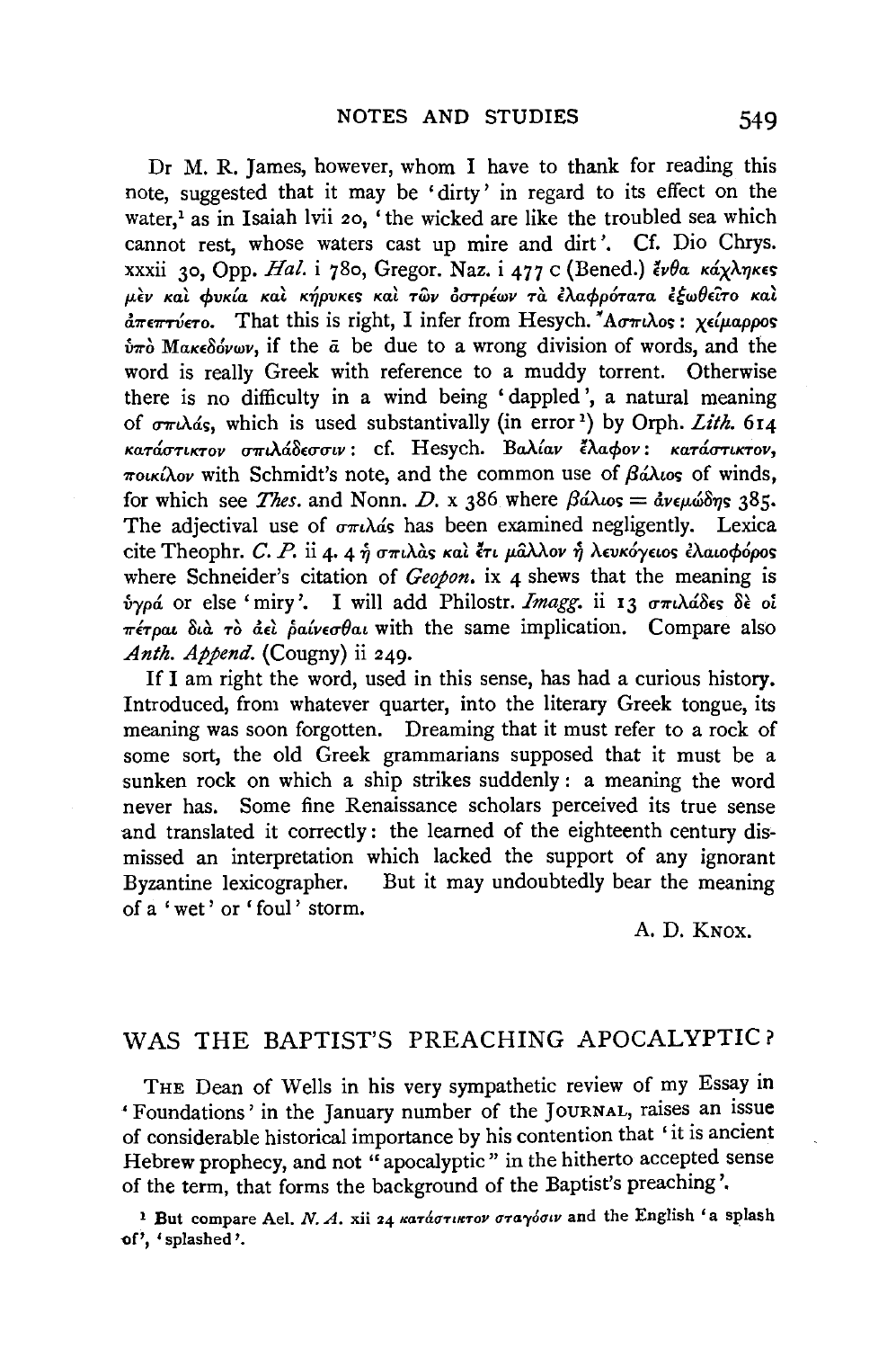Dr M. R. James, however, whom I have to thank for reading this note, suggested that it may be 'dirty' in regard to its effect on the water,[1] as in Isaiah lvii 20, 'the wicked are like the troubled sea which cannot rest, whose waters cast up mire and dirt'. Cf. Dio Chrys. xxxii 30, Opp. *Hal.* i 780, Gregor. Naz. i 477 c (Bened.) ἔνθα κάχληκες μὲν καὶ φυκία καὶ κήρυκες καὶ τῶν ὀστρέων τὰ ἐλαφρότατα ἐξωθεῖτο καὶ ἀπεπτύετο. That this is right, I infer from Hesych. Ἄσπιλος· χείμαρρος ὑπὸ Μακεδόνων, if the ᾱ be due to a wrong division of words, and the word is really Greek with reference to a muddy torrent. Otherwise there is no difficulty in a wind being 'dappled', a natural meaning of σπιλάς, which is used substantivally (in error[1]) by Orph. *Lith.* 614 κατάστικτον σπιλάδεσσιν: cf. Hesych. Βαλίαν ἔλαφον· κατάστικτον, ποικίλον with Schmidt's note, and the common use of βάλιος of winds, for which see *Thes.* and Nonn. *D.* x 386 where βάλιος = ἀνεμώδης 385. The adjectival use of σπιλάς has been examined negligently. Lexica cite Theophr. *C. P.* ii 4. 4 ἡ σπιλὰς καὶ ἔτι μᾶλλον ἡ λευκόγειος ἐλαιοφόρος where Schneider's citation of *Geopon.* ix 4 shews that the meaning is ὑγρά or else 'miry'. I will add Philostr. *Imagg.* ii 13 σπιλάδες δὲ οἱ πέτραι διὰ τὸ ἀεὶ ῥαίνεσθαι with the same implication. Compare also *Anth. Append.* (Cougny) ii 249.

If I am right the word, used in this sense, has had a curious history. Introduced, from whatever quarter, into the literary Greek tongue, its meaning was soon forgotten. Dreaming that it must refer to a rock of some sort, the old Greek grammarians supposed that it must be a sunken rock on which a ship strikes suddenly: a meaning the word never has. Some fine Renaissance scholars perceived its true sense and translated it correctly: the learned of the eighteenth century dismissed an interpretation which lacked the support of any ignorant Byzantine lexicographer. But it may undoubtedly bear the meaning of a 'wet' or 'foul' storm.

A. D. KNOX.

## WAS THE BAPTIST'S PREACHING APOCALYPTIC?

THE Dean of Wells in his very sympathetic review of my Essay in 'Foundations' in the January number of the JOURNAL, raises an issue of considerable historical importance by his contention that 'it is ancient Hebrew prophecy, and not "apocalyptic" in the hitherto accepted sense of the term, that forms the background of the Baptist's preaching'.

[1] But compare Ael. *N. A.* xii 24 κατάστικτον σταγόσιν and the English 'a splash of', 'splashed'.